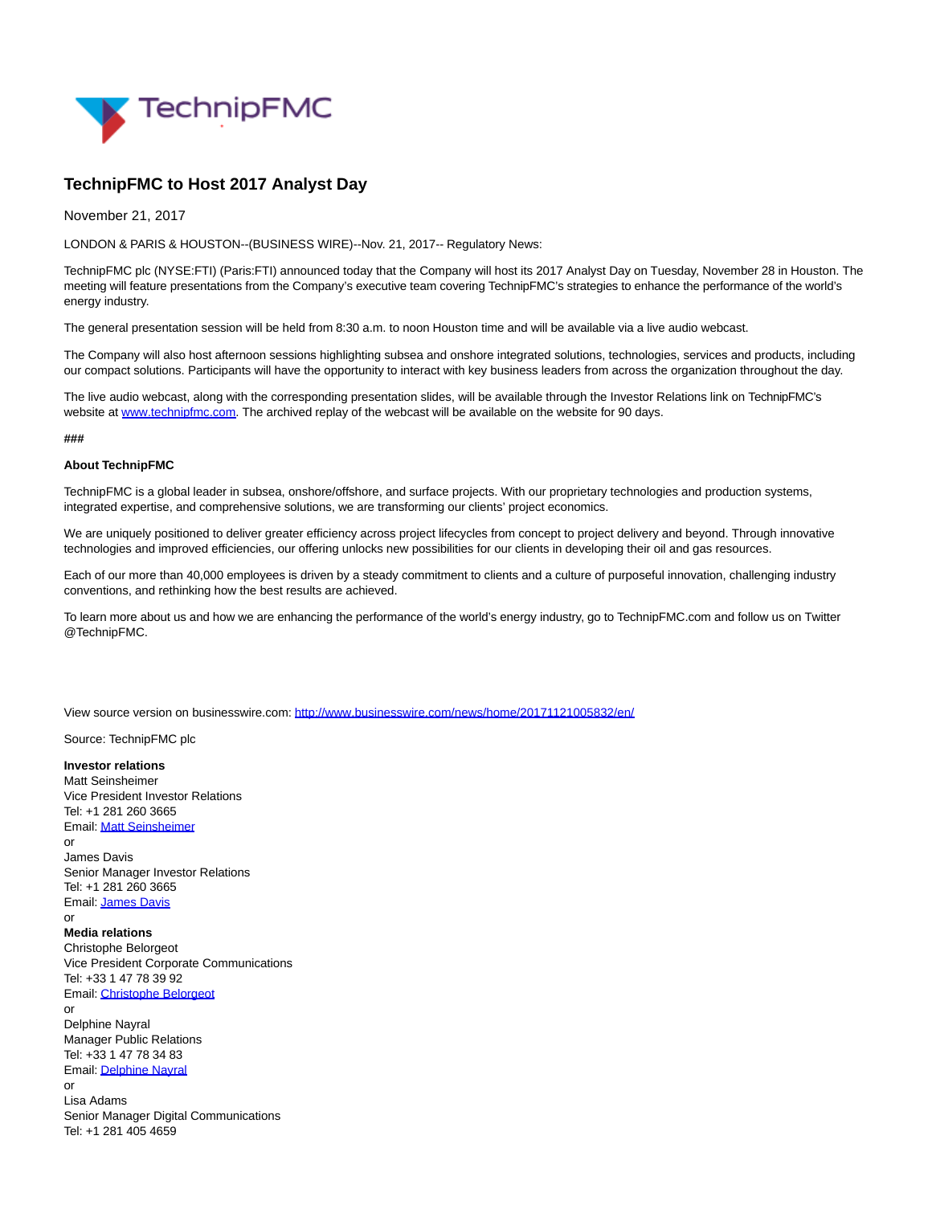# TechnipFMC to Host 2017 Analyst Day

November 21, 2017

LONDON & PARIS & HOUSTON--(BUSINESS WIRE)--Nov. 21, 2017-- Regulatory News:

TechnipFMC plc (NYSE:FTI) (Paris:FTI) announced today that the Company will host its 2017 Analyst Day on Tuesday, November 28 in Houston. The meeting will feature presentations from the Company's executive team covering TechnipFMC's strategies to enhance the performance of the world's energy industry.

The general presentation session will be held from 8:30 a.m. to noon Houston time and will be available via a live audio webcast.

The Company will also host afternoon sessions highlighting subsea and onshore integrated solutions, technologies, services and products, including our compact solutions. Participants will have the opportunity to interact with key business leaders from across the organization throughout the day.

The live audio webcast, along with the corresponding presentation slides, will be available through the Investor Relations link on TechnipFMC's website at [www.technipfmc.com](http://www.technipfmc.com). The archived replay of the webcast will be available on the website for 90 days.

###

**About TechnipFMC**

TechnipFMC is a global leader in subsea, onshore/offshore, and surface projects. With our proprietary technologies and production systems, integrated expertise, and comprehensive solutions, we are transforming our clients' project economics.

We are uniquely positioned to deliver greater efficiency across project lifecycles from concept to project delivery and beyond. Through innovative technologies and improved efficiencies, our offering unlocks new possibilities for our clients in developing their oil and gas resources.

Each of our more than 40,000 employees is driven by a steady commitment to clients and a culture of purposeful innovation, challenging industry conventions, and rethinking how the best results are achieved.

To learn more about us and how we are enhancing the performance of the world's energy industry, go to TechnipFMC.com and follow us on Twitter @TechnipFMC.

View source version on businesswire.com: [http://www.businesswire.com/news/home/20171121005832/en/](http://www.businesswire.com/news/home/20171121005832/en/)

Source: TechnipFMC plc

**Investor relations**
Matt Seinsheimer
Vice President Investor Relations
Tel: +1 281 260 3665
Email: Matt Seinsheimer
or
James Davis
Senior Manager Investor Relations
Tel: +1 281 260 3665
Email: James Davis
or
**Media relations**
Christophe Belorgeot
Vice President Corporate Communications
Tel: +33 1 47 78 39 92
Email: Christophe Belorgeot
or
Delphine Nayral
Manager Public Relations
Tel: +33 1 47 78 34 83
Email: Delphine Nayral
or
Lisa Adams
Senior Manager Digital Communications
Tel: +1 281 405 4659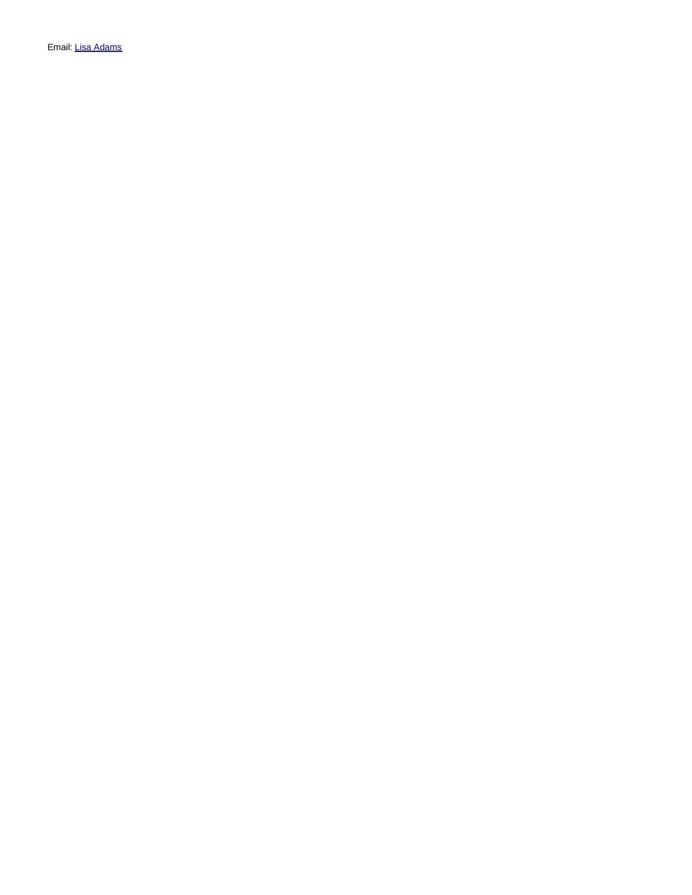Email: [Lisa Adams]